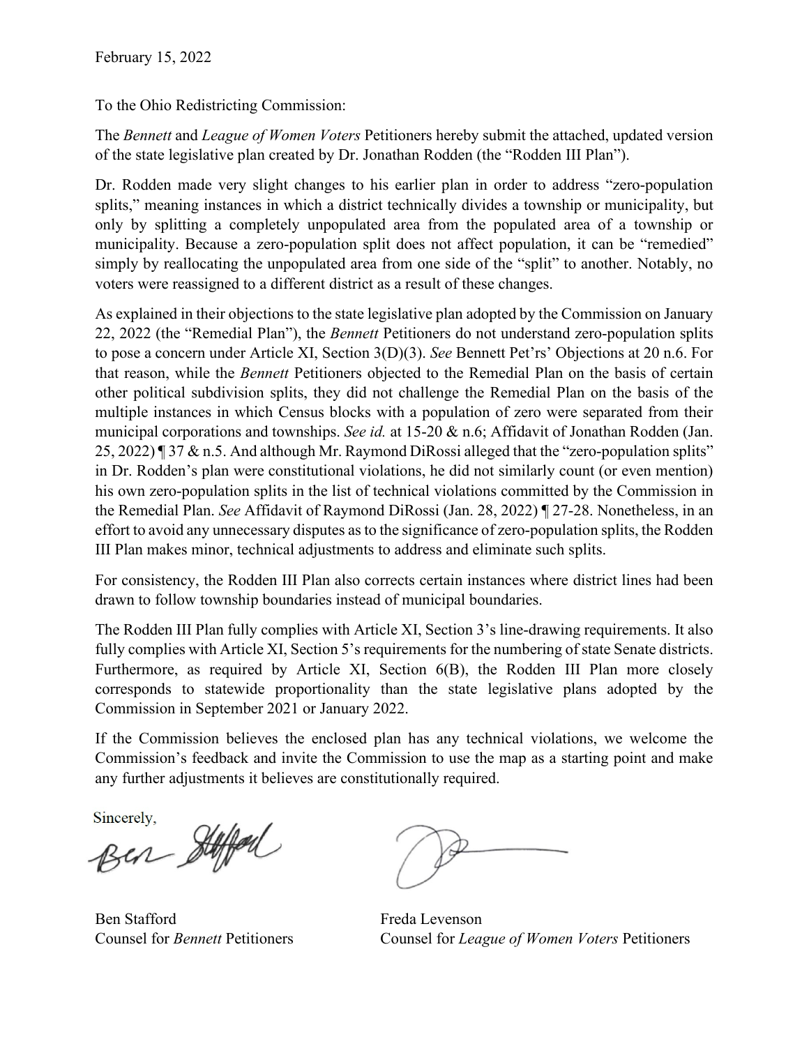February 15, 2022

To the Ohio Redistricting Commission:

The *Bennett* and *League of Women Voters* Petitioners hereby submit the attached, updated version of the state legislative plan created by Dr. Jonathan Rodden (the "Rodden III Plan").

Dr. Rodden made very slight changes to his earlier plan in order to address "zero-population splits," meaning instances in which a district technically divides a township or municipality, but only by splitting a completely unpopulated area from the populated area of a township or municipality. Because a zero-population split does not affect population, it can be "remedied" simply by reallocating the unpopulated area from one side of the "split" to another. Notably, no voters were reassigned to a different district as a result of these changes.

As explained in their objections to the state legislative plan adopted by the Commission on January 22, 2022 (the "Remedial Plan"), the *Bennett* Petitioners do not understand zero-population splits to pose a concern under Article XI, Section 3(D)(3). *See* Bennett Pet'rs' Objections at 20 n.6. For that reason, while the *Bennett* Petitioners objected to the Remedial Plan on the basis of certain other political subdivision splits, they did not challenge the Remedial Plan on the basis of the multiple instances in which Census blocks with a population of zero were separated from their municipal corporations and townships. *See id.* at 15-20 & n.6; Affidavit of Jonathan Rodden (Jan. 25, 2022) ¶ 37 & n.5. And although Mr. Raymond DiRossi alleged that the "zero-population splits" in Dr. Rodden's plan were constitutional violations, he did not similarly count (or even mention) his own zero-population splits in the list of technical violations committed by the Commission in the Remedial Plan. *See* Affidavit of Raymond DiRossi (Jan. 28, 2022) ¶ 27-28. Nonetheless, in an effort to avoid any unnecessary disputes as to the significance of zero-population splits, the Rodden III Plan makes minor, technical adjustments to address and eliminate such splits.

For consistency, the Rodden III Plan also corrects certain instances where district lines had been drawn to follow township boundaries instead of municipal boundaries.

The Rodden III Plan fully complies with Article XI, Section 3's line-drawing requirements. It also fully complies with Article XI, Section 5's requirements for the numbering of state Senate districts. Furthermore, as required by Article XI, Section 6(B), the Rodden III Plan more closely corresponds to statewide proportionality than the state legislative plans adopted by the Commission in September 2021 or January 2022.

If the Commission believes the enclosed plan has any technical violations, we welcome the Commission's feedback and invite the Commission to use the map as a starting point and make any further adjustments it believes are constitutionally required.

Sincerely,

Ben Stafford
Counsel for *Bennett* Petitioners

Freda Levenson
Counsel for *League of Women Voters* Petitioners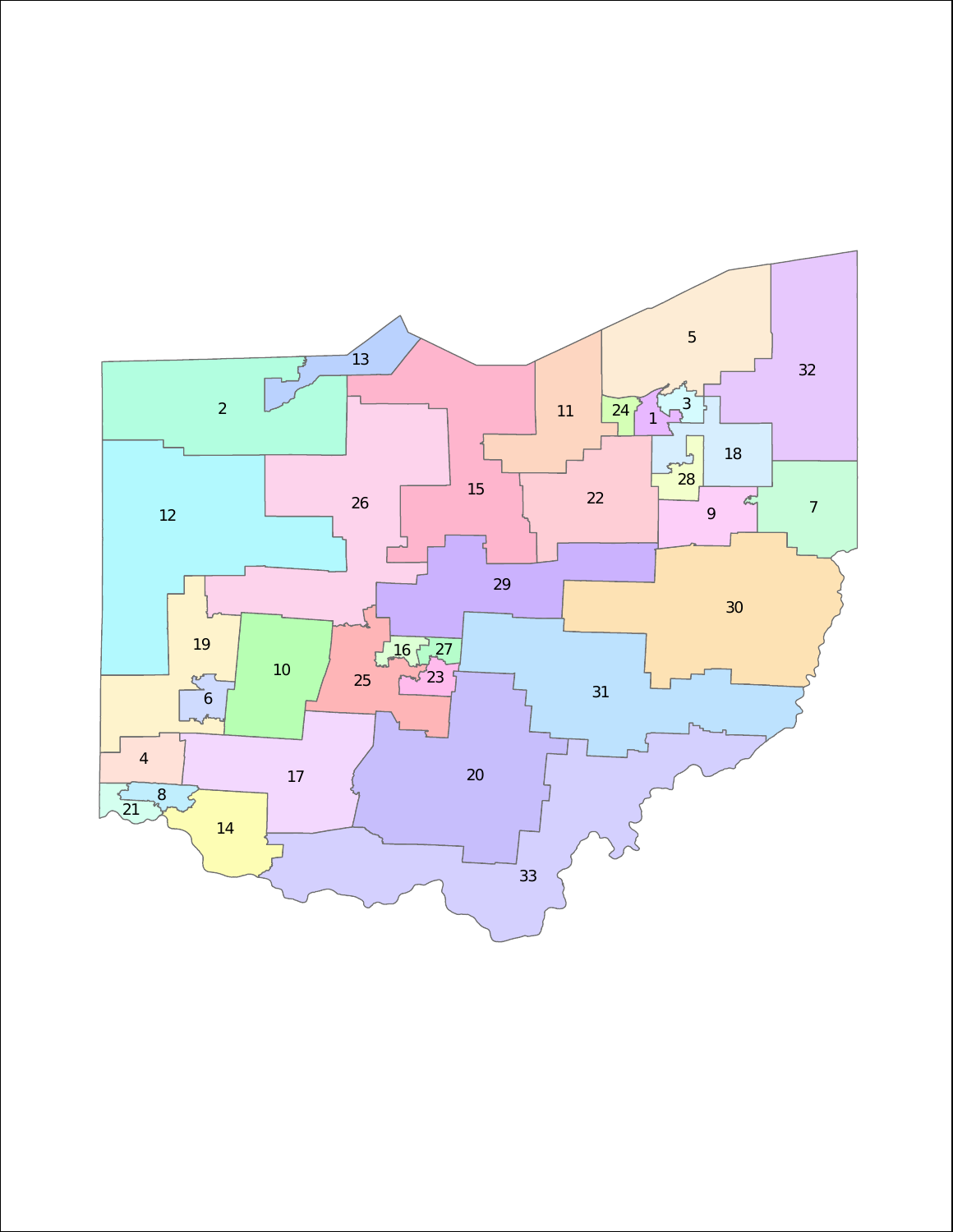13

2

12

26

15

11

5

32

24

1

3

18

28

22

9

7

29

30

19

10

16

27

25

23

6

31

4

17

20

8

21

14

33